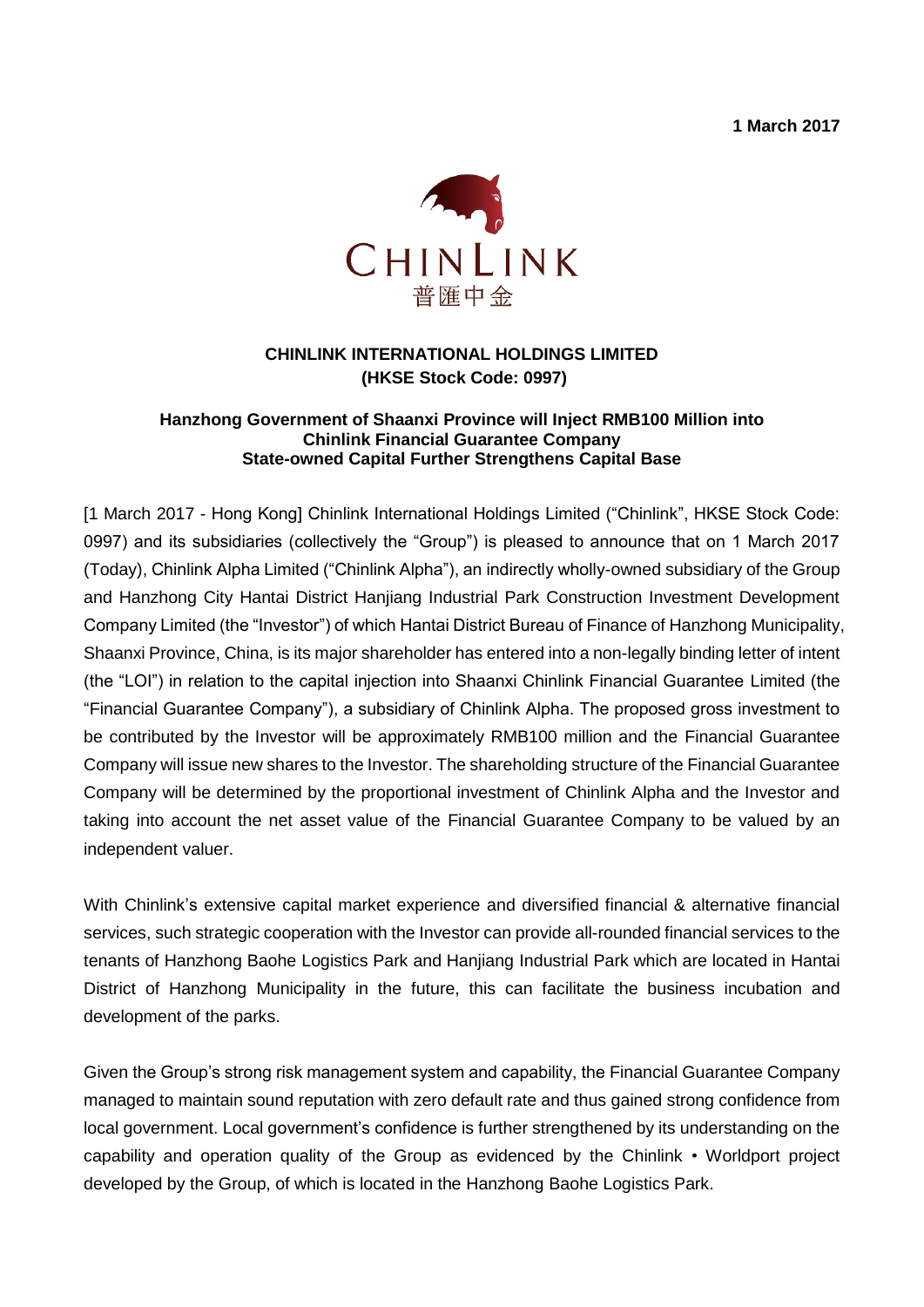**1 March 2017**

CHINLINK
普匯中金

**CHINLINK INTERNATIONAL HOLDINGS LIMITED**
**(HKSE Stock Code: 0997)**

**Hanzhong Government of Shaanxi Province will Inject RMB100 Million into Chinlink Financial Guarantee Company State-owned Capital Further Strengthens Capital Base**

[1 March 2017 - Hong Kong] Chinlink International Holdings Limited ("Chinlink", HKSE Stock Code: 0997) and its subsidiaries (collectively the "Group") is pleased to announce that on 1 March 2017 (Today), Chinlink Alpha Limited ("Chinlink Alpha"), an indirectly wholly-owned subsidiary of the Group and Hanzhong City Hantai District Hanjiang Industrial Park Construction Investment Development Company Limited (the "Investor") of which Hantai District Bureau of Finance of Hanzhong Municipality, Shaanxi Province, China, is its major shareholder has entered into a non-legally binding letter of intent (the "LOI") in relation to the capital injection into Shaanxi Chinlink Financial Guarantee Limited (the "Financial Guarantee Company"), a subsidiary of Chinlink Alpha. The proposed gross investment to be contributed by the Investor will be approximately RMB100 million and the Financial Guarantee Company will issue new shares to the Investor. The shareholding structure of the Financial Guarantee Company will be determined by the proportional investment of Chinlink Alpha and the Investor and taking into account the net asset value of the Financial Guarantee Company to be valued by an independent valuer.

With Chinlink's extensive capital market experience and diversified financial & alternative financial services, such strategic cooperation with the Investor can provide all-rounded financial services to the tenants of Hanzhong Baohe Logistics Park and Hanjiang Industrial Park which are located in Hantai District of Hanzhong Municipality in the future, this can facilitate the business incubation and development of the parks.

Given the Group's strong risk management system and capability, the Financial Guarantee Company managed to maintain sound reputation with zero default rate and thus gained strong confidence from local government. Local government's confidence is further strengthened by its understanding on the capability and operation quality of the Group as evidenced by the Chinlink • Worldport project developed by the Group, of which is located in the Hanzhong Baohe Logistics Park.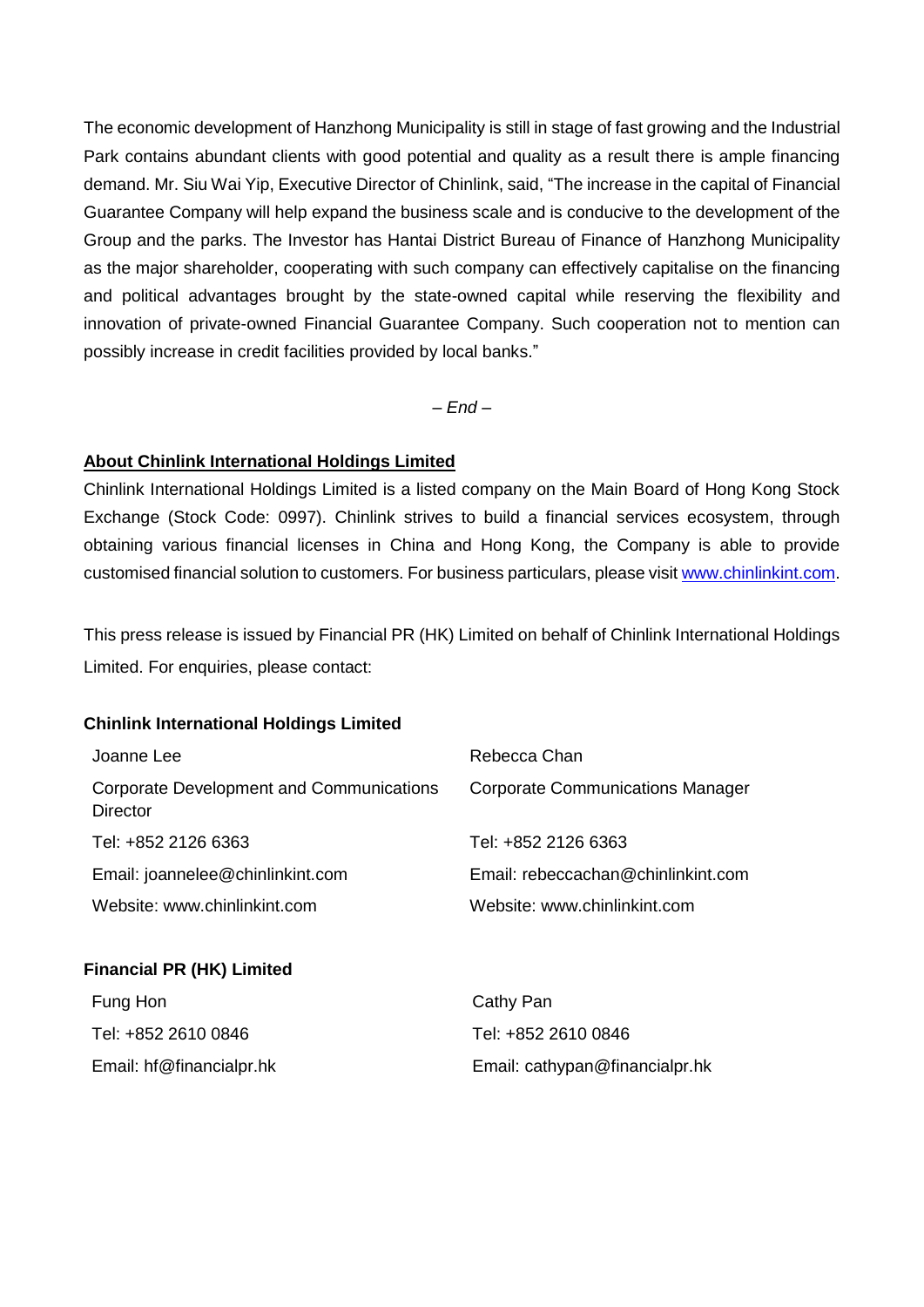The economic development of Hanzhong Municipality is still in stage of fast growing and the Industrial Park contains abundant clients with good potential and quality as a result there is ample financing demand. Mr. Siu Wai Yip, Executive Director of Chinlink, said, "The increase in the capital of Financial Guarantee Company will help expand the business scale and is conducive to the development of the Group and the parks. The Investor has Hantai District Bureau of Finance of Hanzhong Municipality as the major shareholder, cooperating with such company can effectively capitalise on the financing and political advantages brought by the state-owned capital while reserving the flexibility and innovation of private-owned Financial Guarantee Company. Such cooperation not to mention can possibly increase in credit facilities provided by local banks."

*– End –*

**About Chinlink International Holdings Limited**

Chinlink International Holdings Limited is a listed company on the Main Board of Hong Kong Stock Exchange (Stock Code: 0997). Chinlink strives to build a financial services ecosystem, through obtaining various financial licenses in China and Hong Kong, the Company is able to provide customised financial solution to customers. For business particulars, please visit www.chinlinkint.com.

This press release is issued by Financial PR (HK) Limited on behalf of Chinlink International Holdings Limited. For enquiries, please contact:

**Chinlink International Holdings Limited**

| | |
|---|---|
| Joanne Lee | Rebecca Chan |
| Corporate Development and Communications Director | Corporate Communications Manager |
| Tel: +852 2126 6363 | Tel: +852 2126 6363 |
| Email: joannelee@chinlinkint.com | Email: rebeccachan@chinlinkint.com |
| Website: www.chinlinkint.com | Website: www.chinlinkint.com |

**Financial PR (HK) Limited**

| | |
|---|---|
| Fung Hon | Cathy Pan |
| Tel: +852 2610 0846 | Tel: +852 2610 0846 |
| Email: hf@financialpr.hk | Email: cathypan@financialpr.hk |